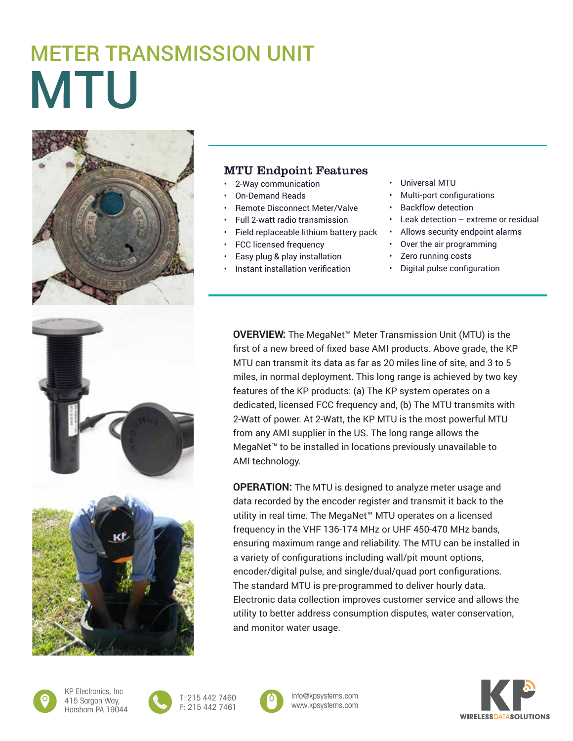# METER TRANSMISSION UNIT
# MTU

### MTU Endpoint Features

- 2-Way communication
- On-Demand Reads
- Remote Disconnect Meter/Valve
- Full 2-watt radio transmission
- Field replaceable lithium battery pack
- FCC licensed frequency
- Easy plug & play installation
- Instant installation verification
- Universal MTU
- Multi-port configurations
- Backflow detection
- Leak detection – extreme or residual
- Allows security endpoint alarms
- Over the air programming
- Zero running costs
- Digital pulse configuration

**OVERVIEW:** The MegaNet™ Meter Transmission Unit (MTU) is the first of a new breed of fixed base AMI products. Above grade, the KP MTU can transmit its data as far as 20 miles line of site, and 3 to 5 miles, in normal deployment. This long range is achieved by two key features of the KP products: (a) The KP system operates on a dedicated, licensed FCC frequency and, (b) The MTU transmits with 2-Watt of power. At 2-Watt, the KP MTU is the most powerful MTU from any AMI supplier in the US. The long range allows the MegaNet™ to be installed in locations previously unavailable to AMI technology.

**OPERATION:** The MTU is designed to analyze meter usage and data recorded by the encoder register and transmit it back to the utility in real time. The MegaNet™ MTU operates on a licensed frequency in the VHF 136-174 MHz or UHF 450-470 MHz bands, ensuring maximum range and reliability. The MTU can be installed in a variety of configurations including wall/pit mount options, encoder/digital pulse, and single/dual/quad port configurations. The standard MTU is pre-programmed to deliver hourly data. Electronic data collection improves customer service and allows the utility to better address consumption disputes, water conservation, and monitor water usage.

KP Electronics, Inc
415 Sargon Way,
Horsham PA 19044

T: 215 442 7460
F: 215 442 7461

info@kpsystems.com
www.kpsystems.com

KP WIRELESS DATA SOLUTIONS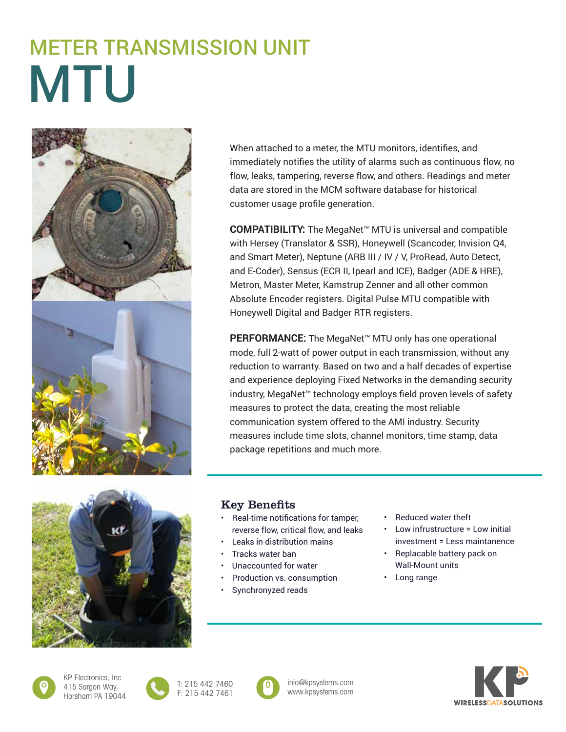# METER TRANSMISSION UNIT

# MTU

When attached to a meter, the MTU monitors, identifies, and immediately notifies the utility of alarms such as continuous flow, no flow, leaks, tampering, reverse flow, and others. Readings and meter data are stored in the MCM software database for historical customer usage profile generation.

**COMPATIBILITY:** The MegaNet™ MTU is universal and compatible with Hersey (Translator & SSR), Honeywell (Scancoder, Invision Q4, and Smart Meter), Neptune (ARB III / IV / V, ProRead, Auto Detect, and E-Coder), Sensus (ECR II, Ipearl and ICE), Badger (ADE & HRE), Metron, Master Meter, Kamstrup Zenner and all other common Absolute Encoder registers. Digital Pulse MTU compatible with Honeywell Digital and Badger RTR registers.

**PERFORMANCE:** The MegaNet™ MTU only has one operational mode, full 2-watt of power output in each transmission, without any reduction to warranty. Based on two and a half decades of expertise and experience deploying Fixed Networks in the demanding security industry, MegaNet™ technology employs field proven levels of safety measures to protect the data, creating the most reliable communication system offered to the AMI industry. Security measures include time slots, channel monitors, time stamp, data package repetitions and much more.

## Key Benefits

- Real-time notifications for tamper, reverse flow, critical flow, and leaks
- Leaks in distribution mains
- Tracks water ban
- Unaccounted for water
- Production vs. consumption
- Synchronyzed reads
- Reduced water theft
- Low infrustructure = Low initial investment = Less maintanence
- Replacable battery pack on Wall-Mount units
- Long range

KP Electronics, Inc
415 Sargon Way,
Horsham PA 19044

T: 215 442 7460
F: 215 442 7461

info@kpsystems.com
www.kpsystems.com

KP WIRELESSDATASOLUTIONS